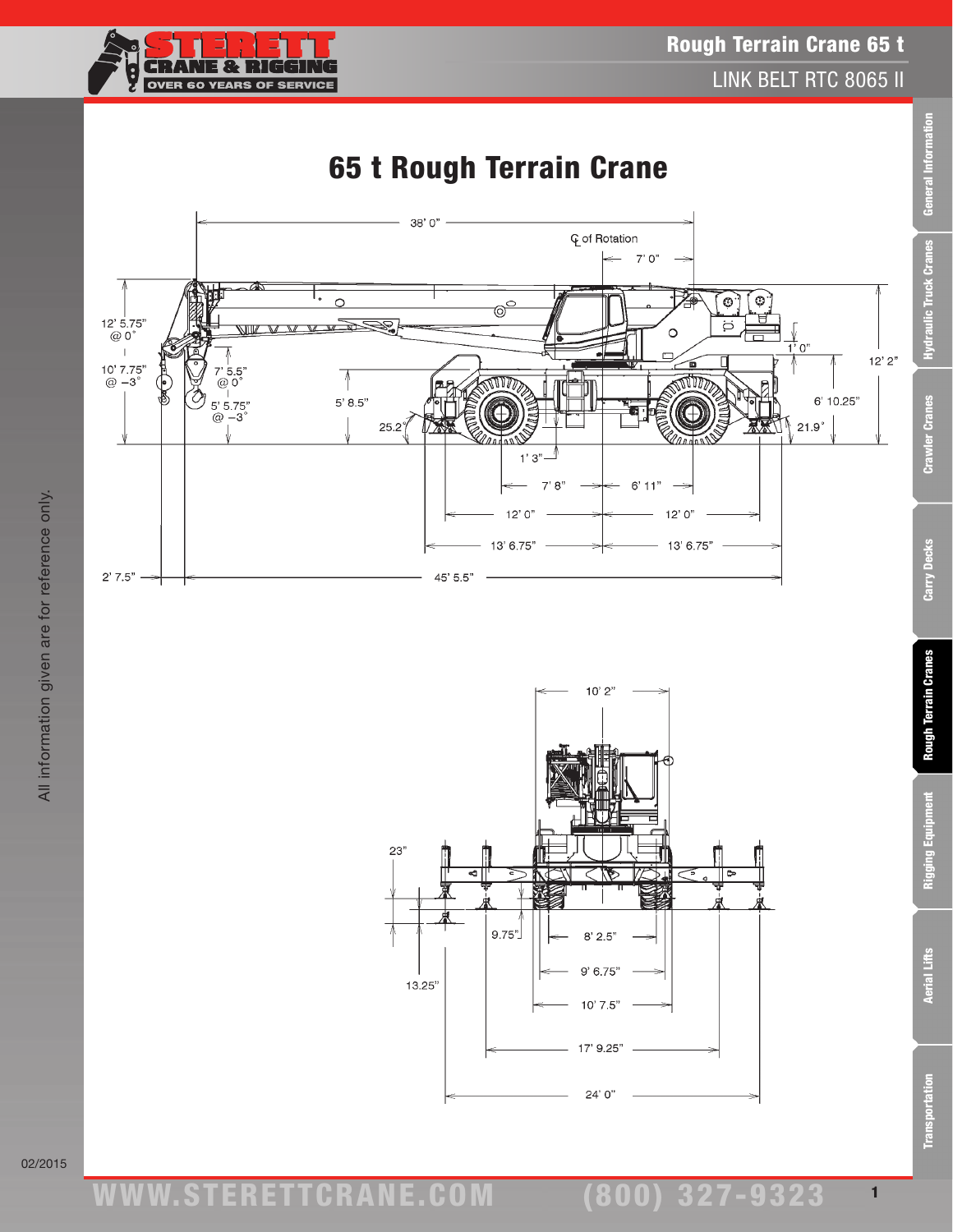# 65 t Rough Terrain Crane

LINK BELT RTC 8065 II

38' 0"

℄ of Rotation

7' 0"

12' 5.75" @ 0°

10' 7.75" @ –3°

7' 5.5" @ 0°

5' 5.75" @ –3°

5' 8.5"

25.2°

1' 0"

12' 2"

6' 10.25"

21.9°

1' 3"

7' 8"

6' 11"

12' 0"

12' 0"

13' 6.75"

13' 6.75"

2' 7.5"

45' 5.5"

10' 2"

23"

9.75"

13.25"

8' 2.5"

9' 6.75"

10' 7.5"

17' 9.25"

24' 0"

All information given are for reference only.

02/2015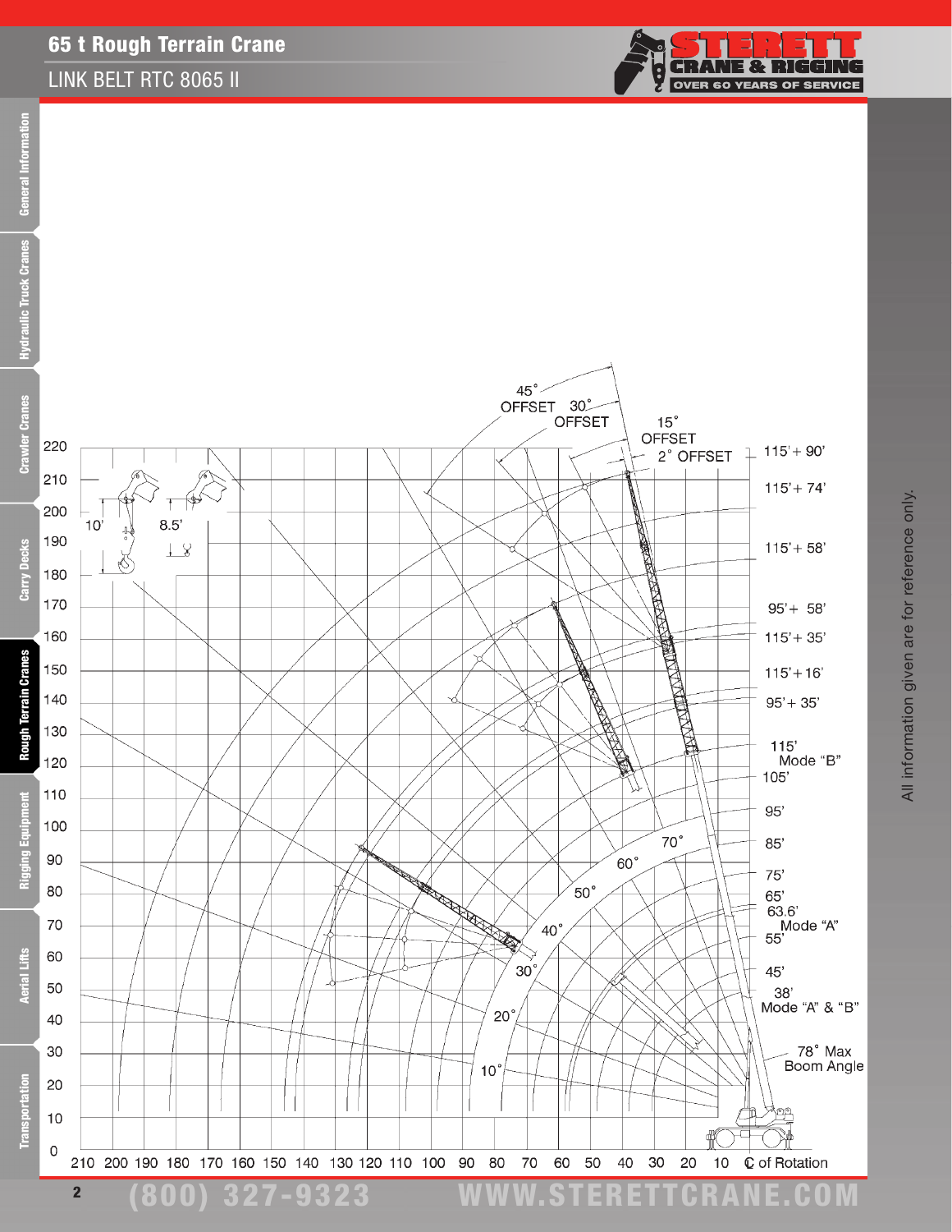# 65 t Rough Terrain Crane

## LINK BELT RTC 8065 II

45° OFFSET

30° OFFSET

15° OFFSET

2° OFFSET

115' + 90'

115' + 74'

115' + 58'

95' + 58'

115' + 35'

115' + 16'

95' + 35'

115' Mode "B"

105'

95'

85'

75'

65'

63.6' Mode "A"

55'

45'

38' Mode "A" & "B"

78° Max Boom Angle

10'

8.5'

70°

60°

50°

40°

30°

20°

10°

220, 210, 200, 190, 180, 170, 160, 150, 140, 130, 120, 110, 100, 90, 80, 70, 60, 50, 40, 30, 20, 10, 0

210, 200, 190, 180, 170, 160, 150, 140, 130, 120, 110, 100, 90, 80, 70, 60, 50, 40, 30, 20, 10, ℄ of Rotation

All information given are for reference only.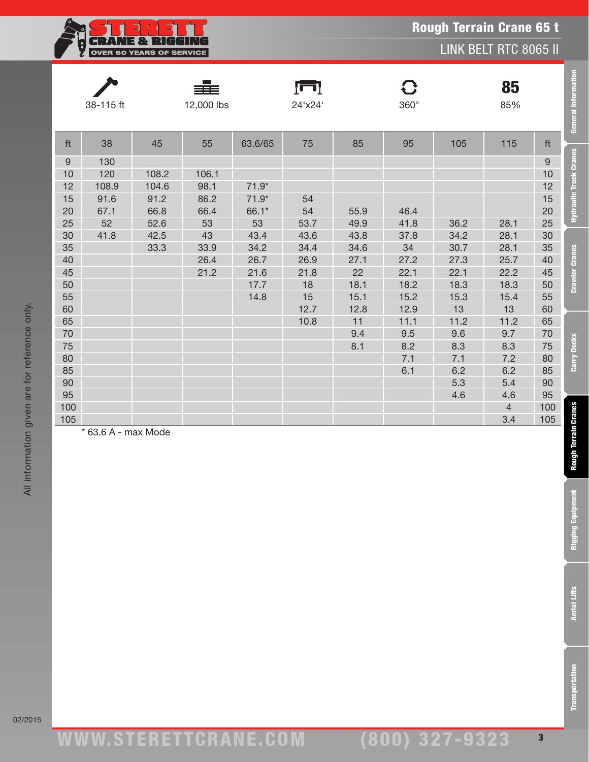# Rough Terrain Crane 65 t

## LINK BELT RTC 8065 II

| 38-115 ft | 12,000 lbs | 24'x24' | 360° | 85% |
|---|---|---|---|---|

| ft | 38 | 45 | 55 | 63.6/65 | 75 | 85 | 95 | 105 | 115 | ft |
|---|---|---|---|---|---|---|---|---|---|---|
| 9 | 130 | | | | | | | | | 9 |
| 10 | 120 | 108.2 | 106.1 | | | | | | | 10 |
| 12 | 108.9 | 104.6 | 98.1 | 71.9* | | | | | | 12 |
| 15 | 91.6 | 91.2 | 86.2 | 71.9* | 54 | | | | | 15 |
| 20 | 67.1 | 66.8 | 66.4 | 66.1* | 54 | 55.9 | 46.4 | | | 20 |
| 25 | 52 | 52.6 | 53 | 53 | 53.7 | 49.9 | 41.8 | 36.2 | 28.1 | 25 |
| 30 | 41.8 | 42.5 | 43 | 43.4 | 43.6 | 43.8 | 37.8 | 34.2 | 28.1 | 30 |
| 35 | | 33.3 | 33.9 | 34.2 | 34.4 | 34.6 | 34 | 30.7 | 28.1 | 35 |
| 40 | | | 26.4 | 26.7 | 26.9 | 27.1 | 27.2 | 27.3 | 25.7 | 40 |
| 45 | | | 21.2 | 21.6 | 21.8 | 22 | 22.1 | 22.1 | 22.2 | 45 |
| 50 | | | | 17.7 | 18 | 18.1 | 18.2 | 18.3 | 18.3 | 50 |
| 55 | | | | 14.8 | 15 | 15.1 | 15.2 | 15.3 | 15.4 | 55 |
| 60 | | | | | 12.7 | 12.8 | 12.9 | 13 | 13 | 60 |
| 65 | | | | | 10.8 | 11 | 11.1 | 11.2 | 11.2 | 65 |
| 70 | | | | | | 9.4 | 9.5 | 9.6 | 9.7 | 70 |
| 75 | | | | | | 8.1 | 8.2 | 8.3 | 8.3 | 75 |
| 80 | | | | | | | 7.1 | 7.1 | 7.2 | 80 |
| 85 | | | | | | | 6.1 | 6.2 | 6.2 | 85 |
| 90 | | | | | | | | 5.3 | 5.4 | 90 |
| 95 | | | | | | | | 4.6 | 4.6 | 95 |
| 100 | | | | | | | | | 4 | 100 |
| 105 | | | | | | | | | 3.4 | 105 |

* 63.6 A - max Mode

All information given are for reference only.

02/2015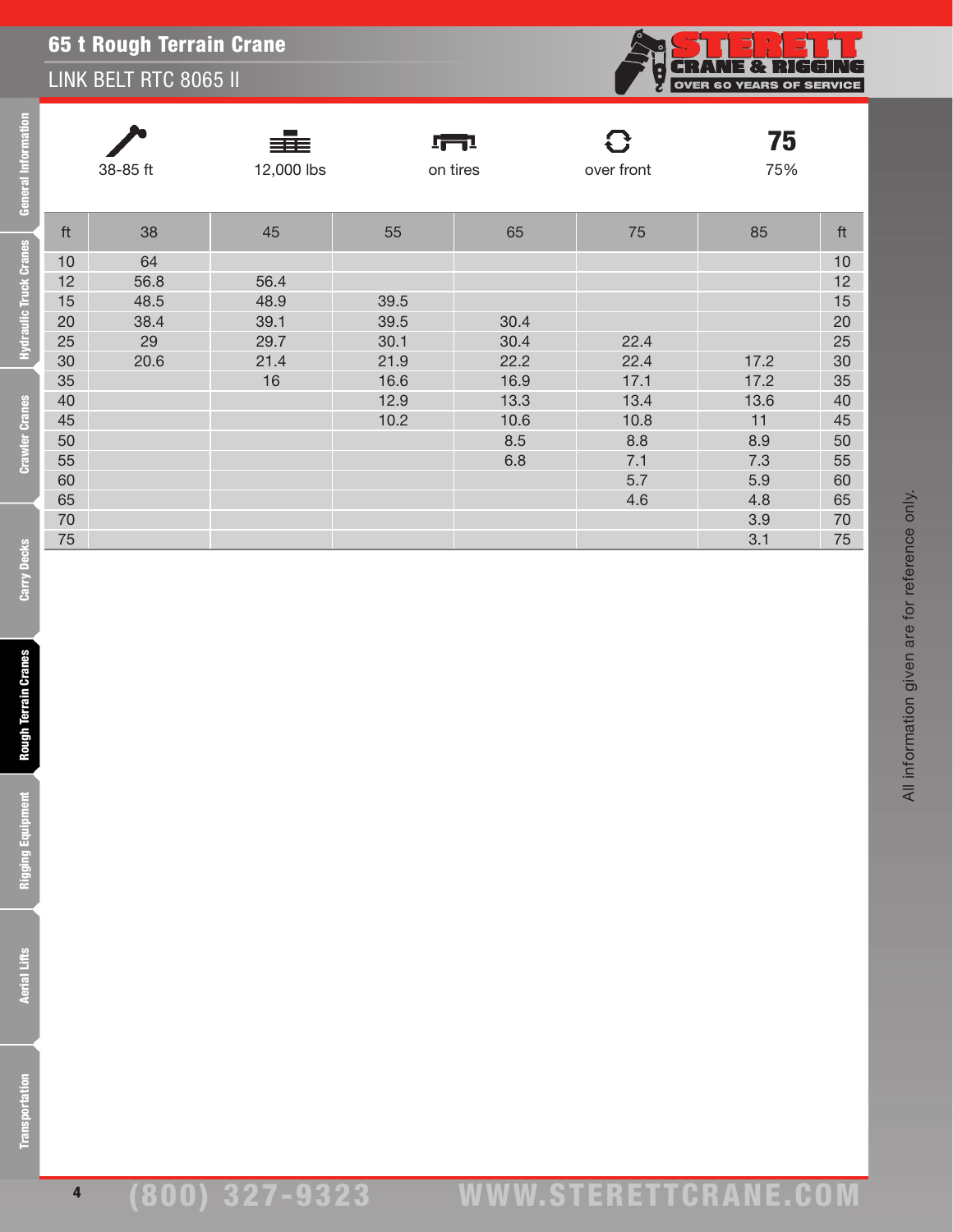# 65 t Rough Terrain Crane

## LINK BELT RTC 8065 II

| 38-85 ft | 12,000 lbs | on tires | over front | 75 |
|---|---|---|---|---|
| | | | | 75% |

| ft | 38 | 45 | 55 | 65 | 75 | 85 | ft |
|---|---|---|---|---|---|---|---|
| 10 | 64 | | | | | | 10 |
| 12 | 56.8 | 56.4 | | | | | 12 |
| 15 | 48.5 | 48.9 | 39.5 | | | | 15 |
| 20 | 38.4 | 39.1 | 39.5 | 30.4 | | | 20 |
| 25 | 29 | 29.7 | 30.1 | 30.4 | 22.4 | | 25 |
| 30 | 20.6 | 21.4 | 21.9 | 22.2 | 22.4 | 17.2 | 30 |
| 35 | | 16 | 16.6 | 16.9 | 17.1 | 17.2 | 35 |
| 40 | | | 12.9 | 13.3 | 13.4 | 13.6 | 40 |
| 45 | | | 10.2 | 10.6 | 10.8 | 11 | 45 |
| 50 | | | | 8.5 | 8.8 | 8.9 | 50 |
| 55 | | | | 6.8 | 7.1 | 7.3 | 55 |
| 60 | | | | | 5.7 | 5.9 | 60 |
| 65 | | | | | 4.6 | 4.8 | 65 |
| 70 | | | | | | 3.9 | 70 |
| 75 | | | | | | 3.1 | 75 |

All information given are for reference only.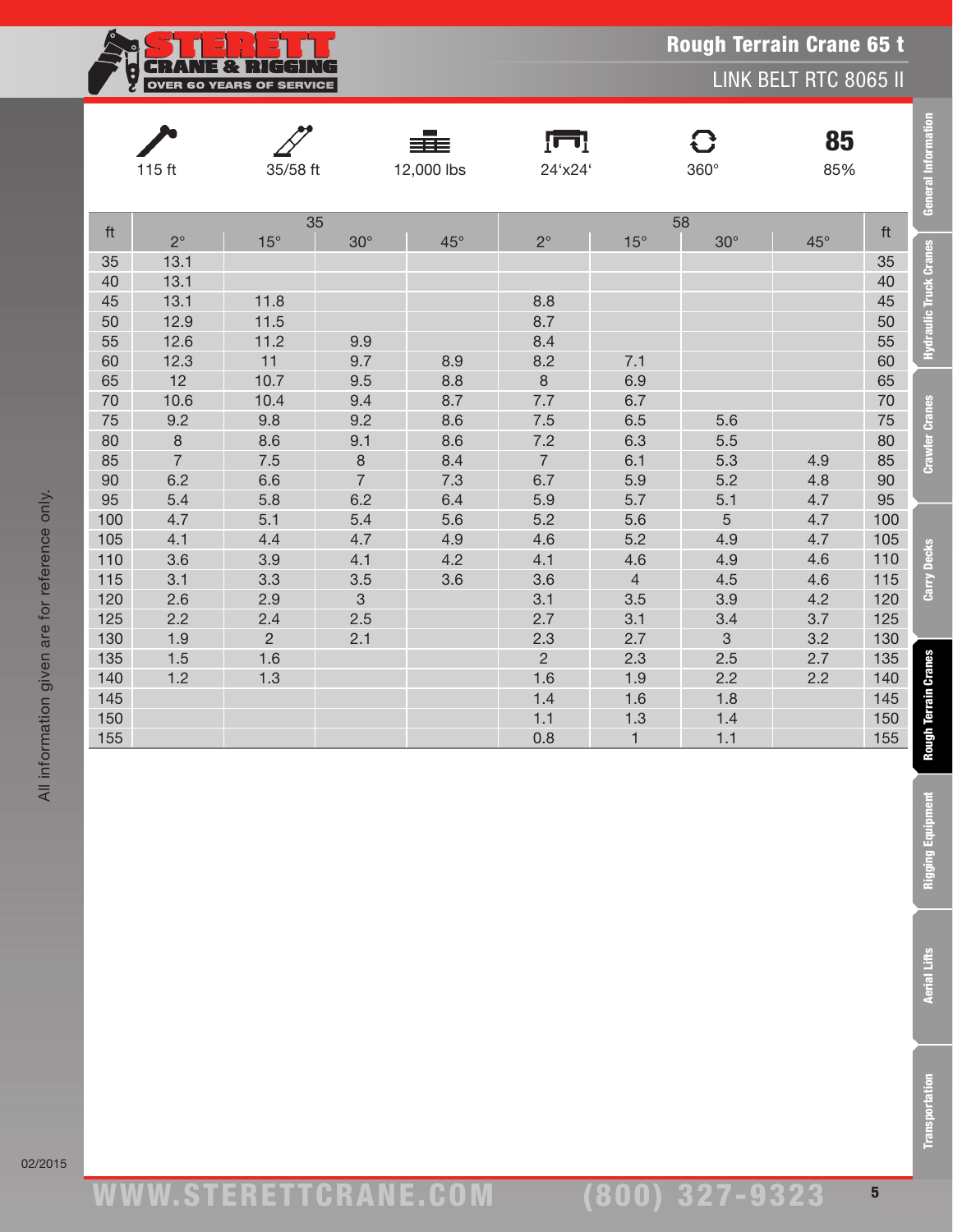# Rough Terrain Crane 65 t

## LINK BELT RTC 8065 II

| 115 ft | 35/58 ft | 12,000 lbs | 24'x24' | 360° | 85% |
|---|---|---|---|---|---|

| ft | 35 | | | | 58 | | | | ft |
|---|---|---|---|---|---|---|---|---|---|
| | 2° | 15° | 30° | 45° | 2° | 15° | 30° | 45° | |
| 35 | 13.1 | | | | | | | | 35 |
| 40 | 13.1 | | | | | | | | 40 |
| 45 | 13.1 | 11.8 | | | 8.8 | | | | 45 |
| 50 | 12.9 | 11.5 | | | 8.7 | | | | 50 |
| 55 | 12.6 | 11.2 | 9.9 | | 8.4 | | | | 55 |
| 60 | 12.3 | 11 | 9.7 | 8.9 | 8.2 | 7.1 | | | 60 |
| 65 | 12 | 10.7 | 9.5 | 8.8 | 8 | 6.9 | | | 65 |
| 70 | 10.6 | 10.4 | 9.4 | 8.7 | 7.7 | 6.7 | | | 70 |
| 75 | 9.2 | 9.8 | 9.2 | 8.6 | 7.5 | 6.5 | 5.6 | | 75 |
| 80 | 8 | 8.6 | 9.1 | 8.6 | 7.2 | 6.3 | 5.5 | | 80 |
| 85 | 7 | 7.5 | 8 | 8.4 | 7 | 6.1 | 5.3 | 4.9 | 85 |
| 90 | 6.2 | 6.6 | 7 | 7.3 | 6.7 | 5.9 | 5.2 | 4.8 | 90 |
| 95 | 5.4 | 5.8 | 6.2 | 6.4 | 5.9 | 5.7 | 5.1 | 4.7 | 95 |
| 100 | 4.7 | 5.1 | 5.4 | 5.6 | 5.2 | 5.6 | 5 | 4.7 | 100 |
| 105 | 4.1 | 4.4 | 4.7 | 4.9 | 4.6 | 5.2 | 4.9 | 4.7 | 105 |
| 110 | 3.6 | 3.9 | 4.1 | 4.2 | 4.1 | 4.6 | 4.9 | 4.6 | 110 |
| 115 | 3.1 | 3.3 | 3.5 | 3.6 | 3.6 | 4 | 4.5 | 4.6 | 115 |
| 120 | 2.6 | 2.9 | 3 | | 3.1 | 3.5 | 3.9 | 4.2 | 120 |
| 125 | 2.2 | 2.4 | 2.5 | | 2.7 | 3.1 | 3.4 | 3.7 | 125 |
| 130 | 1.9 | 2 | 2.1 | | 2.3 | 2.7 | 3 | 3.2 | 130 |
| 135 | 1.5 | 1.6 | | | 2 | 2.3 | 2.5 | 2.7 | 135 |
| 140 | 1.2 | 1.3 | | | 1.6 | 1.9 | 2.2 | 2.2 | 140 |
| 145 | | | | | 1.4 | 1.6 | 1.8 | | 145 |
| 150 | | | | | 1.1 | 1.3 | 1.4 | | 150 |
| 155 | | | | | 0.8 | 1 | 1.1 | | 155 |

All information given are for reference only.

02/2015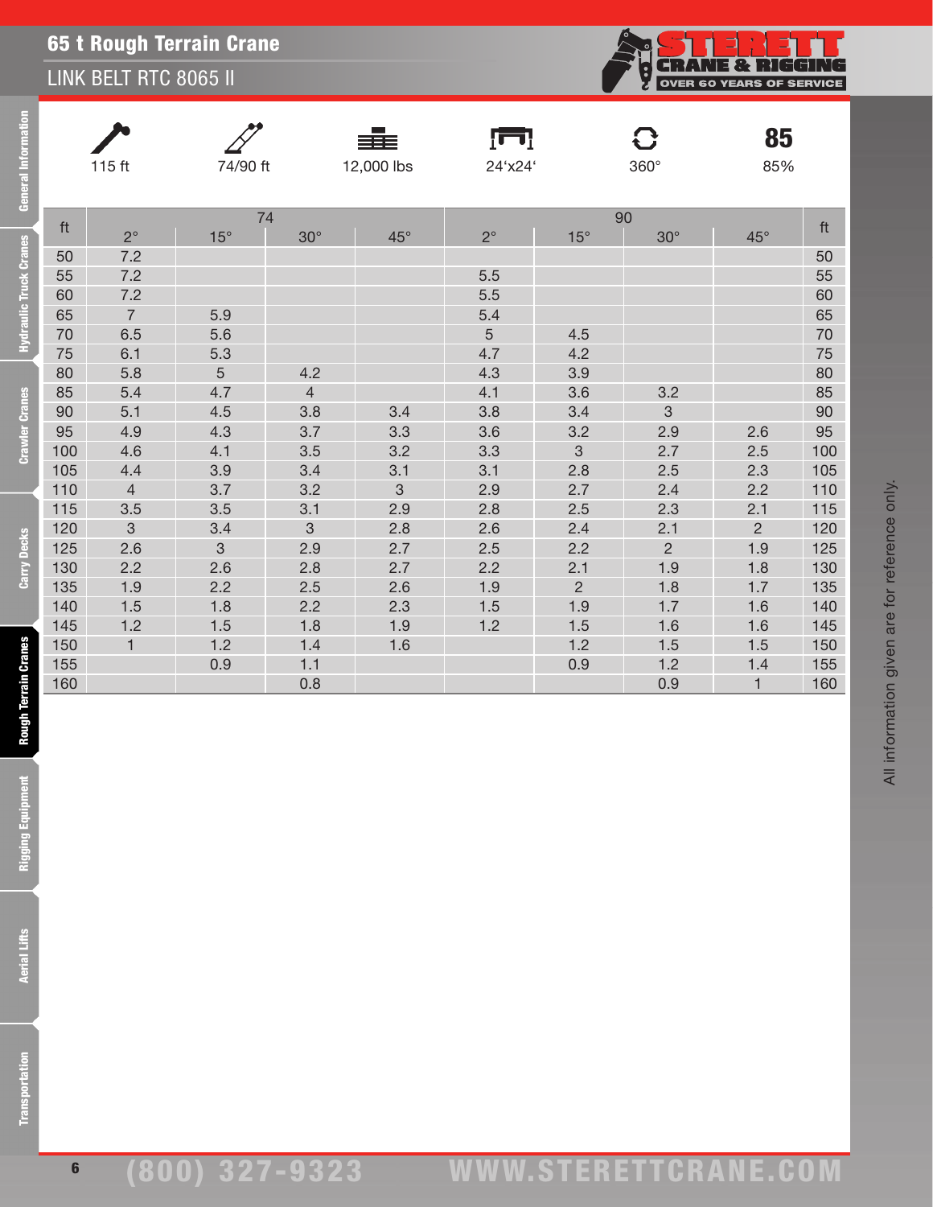## 65 t Rough Terrain Crane

LINK BELT RTC 8065 II

| 115 ft | 74/90 ft | 12,000 lbs | 24'x24' | 360° | 85% |
|---|---|---|---|---|---|

| ft | 74 | | | | 90 | | | | ft |
|---|---|---|---|---|---|---|---|---|---|
| | 2° | 15° | 30° | 45° | 2° | 15° | 30° | 45° | |
| 50 | 7.2 | | | | | | | | 50 |
| 55 | 7.2 | | | | 5.5 | | | | 55 |
| 60 | 7.2 | | | | 5.5 | | | | 60 |
| 65 | 7 | 5.9 | | | 5.4 | | | | 65 |
| 70 | 6.5 | 5.6 | | | 5 | 4.5 | | | 70 |
| 75 | 6.1 | 5.3 | | | 4.7 | 4.2 | | | 75 |
| 80 | 5.8 | 5 | 4.2 | | 4.3 | 3.9 | | | 80 |
| 85 | 5.4 | 4.7 | 4 | | 4.1 | 3.6 | 3.2 | | 85 |
| 90 | 5.1 | 4.5 | 3.8 | 3.4 | 3.8 | 3.4 | 3 | | 90 |
| 95 | 4.9 | 4.3 | 3.7 | 3.3 | 3.6 | 3.2 | 2.9 | 2.6 | 95 |
| 100 | 4.6 | 4.1 | 3.5 | 3.2 | 3.3 | 3 | 2.7 | 2.5 | 100 |
| 105 | 4.4 | 3.9 | 3.4 | 3.1 | 3.1 | 2.8 | 2.5 | 2.3 | 105 |
| 110 | 4 | 3.7 | 3.2 | 3 | 2.9 | 2.7 | 2.4 | 2.2 | 110 |
| 115 | 3.5 | 3.5 | 3.1 | 2.9 | 2.8 | 2.5 | 2.3 | 2.1 | 115 |
| 120 | 3 | 3.4 | 3 | 2.8 | 2.6 | 2.4 | 2.1 | 2 | 120 |
| 125 | 2.6 | 3 | 2.9 | 2.7 | 2.5 | 2.2 | 2 | 1.9 | 125 |
| 130 | 2.2 | 2.6 | 2.8 | 2.7 | 2.2 | 2.1 | 1.9 | 1.8 | 130 |
| 135 | 1.9 | 2.2 | 2.5 | 2.6 | 1.9 | 2 | 1.8 | 1.7 | 135 |
| 140 | 1.5 | 1.8 | 2.2 | 2.3 | 1.5 | 1.9 | 1.7 | 1.6 | 140 |
| 145 | 1.2 | 1.5 | 1.8 | 1.9 | 1.2 | 1.5 | 1.6 | 1.6 | 145 |
| 150 | 1 | 1.2 | 1.4 | 1.6 | | 1.2 | 1.5 | 1.5 | 150 |
| 155 | | 0.9 | 1.1 | | | 0.9 | 1.2 | 1.4 | 155 |
| 160 | | | 0.8 | | | | 0.9 | 1 | 160 |

All information given are for reference only.

(800) 327-9323 WWW.STERETTCRANE.COM